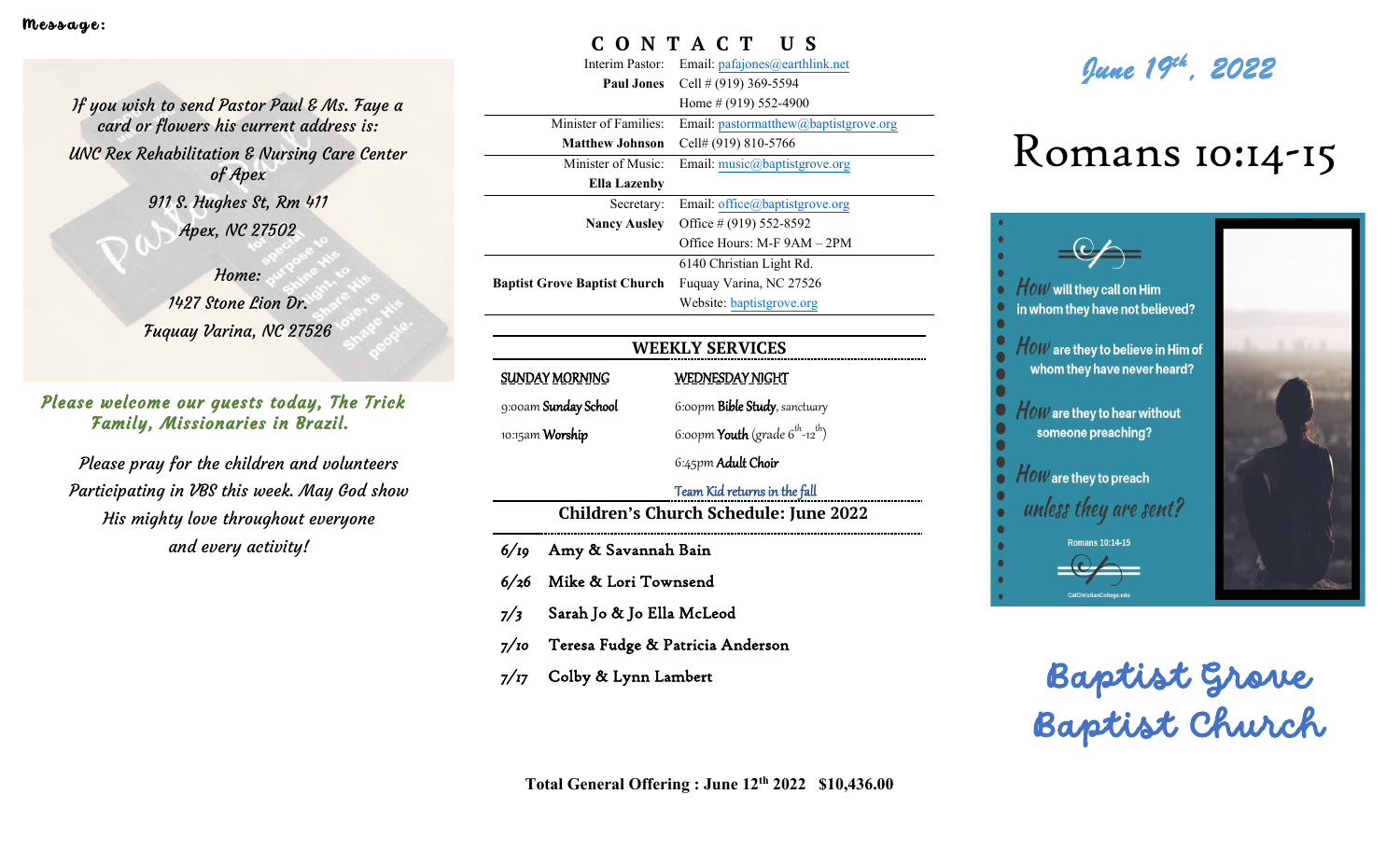**Message:**

*If you wish to send Pastor Paul & Ms. Faye a card or flowers his current address is:*

*UNC Rex Rehabilitation & Nursing Care Center of Apex*

*911 S. Hughes St, Rm 411*

*Apex, NC 27502*

*Home:*

*1427 Stone Lion Dr.*

*Fuquay Varina, NC 27526*

***Please welcome our guests today, The Trick Family, Missionaries in Brazil.***

*Please pray for the children and volunteers Participating in VBS this week. May God show His mighty love throughout everyone and every activity!*

## CONTACT US

| | |
|---|---|
| Interim Pastor: **Paul Jones** | Email: pafajones@earthlink.net<br>Cell # (919) 369-5594<br>Home # (919) 552-4900 |
| Minister of Families: **Matthew Johnson** | Email: pastormatthew@baptistgrove.org<br>Cell# (919) 810-5766 |
| Minister of Music: **Ella Lazenby** | Email: music@baptistgrove.org |
| Secretary: **Nancy Ausley** | Email: office@baptistgrove.org<br>Office # (919) 552-8592<br>Office Hours: M-F 9AM – 2PM |
| **Baptist Grove Baptist Church** | 6140 Christian Light Rd.<br>Fuquay Varina, NC 27526<br>Website: baptistgrove.org |

## WEEKLY SERVICES

| SUNDAY MORNING | WEDNESDAY NIGHT |
|---|---|
| 9:00am **Sunday School** | 6:00pm **Bible Study**, sanctuary |
| 10:15am **Worship** | 6:00pm **Youth** (grade 6th-12th) |
| | 6:45pm **Adult Choir** |
| | Team Kid returns in the fall |

## Children's Church Schedule: June 2022

- *6/19* Amy & Savannah Bain
- *6/26* Mike & Lori Townsend
- *7/3* Sarah Jo & Jo Ella McLeod
- *7/10* Teresa Fudge & Patricia Anderson
- *7/17* Colby & Lynn Lambert

**Total General Offering : June 12th 2022 $10,436.00**

*June 19th, 2022*

# Romans 10:14-15

How will they call on Him in whom they have not believed?

How are they to believe in Him of whom they have never heard?

How are they to hear without someone preaching?

How are they to preach unless they are sent?

Romans 10:14-15

CalChristianCollege.edu

# Baptist Grove Baptist Church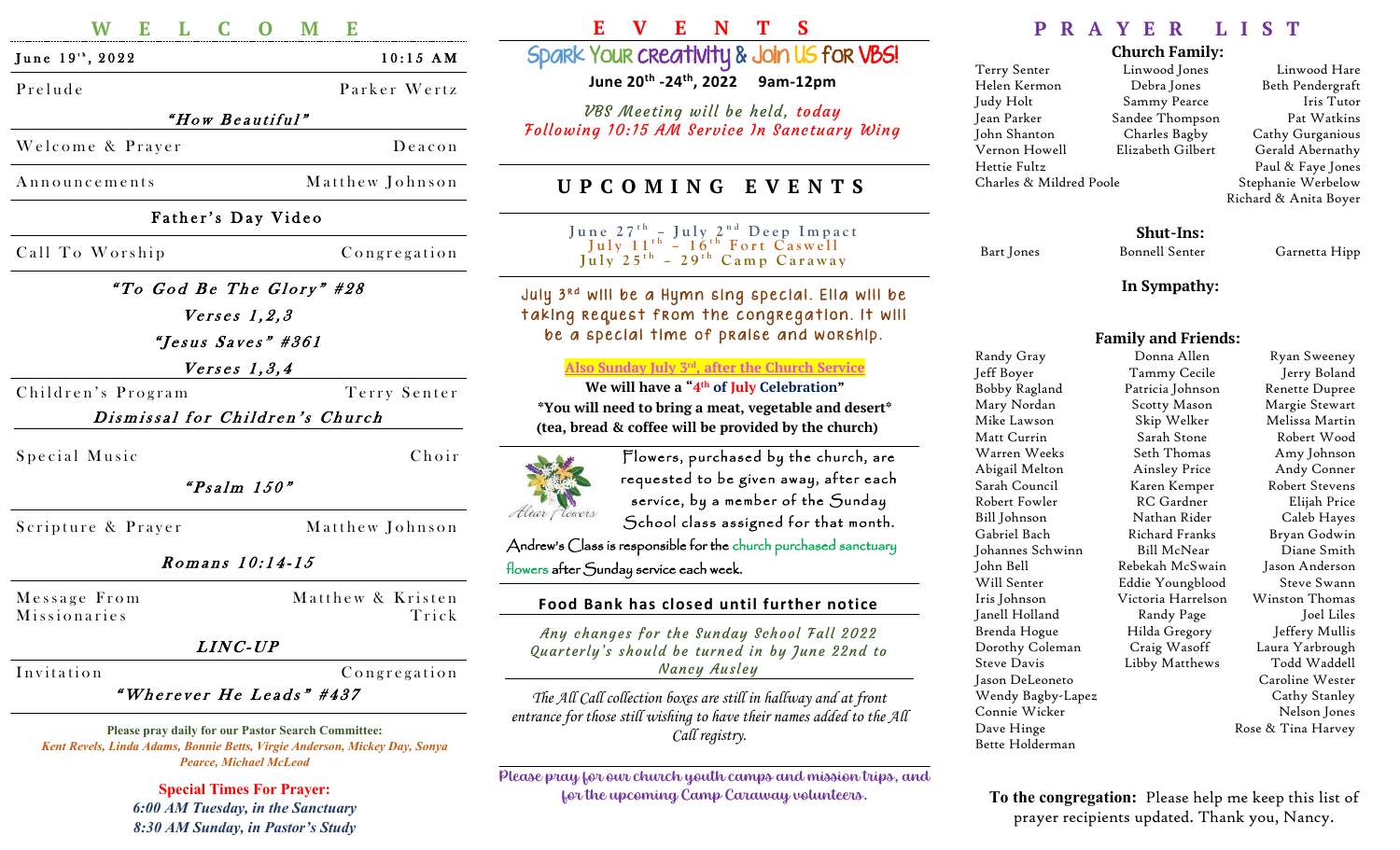# W E L C O M E

**June 19th, 2022** **10:15 AM**

Prelude — Parker Wertz

*"How Beautiful"*

Welcome & Prayer — Deacon

Announcements — Matthew Johnson

**Father's Day Video**

Call To Worship — Congregation

*"To God Be The Glory" #28*

*Verses 1,2,3*

*"Jesus Saves" #361*

*Verses 1,3,4*

Children's Program — Terry Senter

*Dismissal for Children's Church*

Special Music — Choir

*"Psalm 150"*

Scripture & Prayer — Matthew Johnson

*Romans 10:14-15*

Message From Missionaries — Matthew & Kristen Trick

*LINC-UP*

Invitation — Congregation

*"Wherever He Leads" #437*

**Please pray daily for our Pastor Search Committee:**
*Kent Revels, Linda Adams, Bonnie Betts, Virgie Anderson, Mickey Day, Sonya Pearce, Michael McLeod*

**Special Times For Prayer:**
*6:00 AM Tuesday, in the Sanctuary*
*8:30 AM Sunday, in Pastor's Study*

# E V E N T S

## Spark Your Creativity & Join Us for VBS!

**June 20th -24th, 2022 9am-12pm**

*VBS Meeting will be held, today Following 10:15 AM Service In Sanctuary Wing*

## U P C O M I N G E V E N T S

June 27th – July 2nd Deep Impact
July 11th – 16th Fort Caswell
July 25th – 29th Camp Caraway

July 3rd will be a Hymn sing special. Ella will be taking request from the congregation. It will be a special time of praise and worship.

**Also Sunday July 3rd, after the Church Service**
**We will have a "4th of July Celebration"**
**\*You will need to bring a meat, vegetable and desert\***
**(tea, bread & coffee will be provided by the church)**

Altar Flowers

Flowers, purchased by the church, are requested to be given away, after each service, by a member of the Sunday School class assigned for that month.

Andrew's Class is responsible for the church purchased sanctuary flowers after Sunday service each week.

**Food Bank has closed until further notice**

*Any changes for the Sunday School Fall 2022 Quarterly's should be turned in by June 22nd to Nancy Ausley*

*The All Call collection boxes are still in hallway and at front entrance for those still wishing to have their names added to the All Call registry.*

Please pray for our church youth camps and mission trips, and for the upcoming Camp Caraway volunteers.

# P R A Y E R L I S T

## Church Family:

Terry Senter, Helen Kermon, Judy Holt, Jean Parker, John Shanton, Vernon Howell, Hettie Fultz, Charles & Mildred Poole, Linwood Jones, Debra Jones, Sammy Pearce, Sandee Thompson, Charles Bagby, Elizabeth Gilbert, Linwood Hare, Beth Pendergraft, Iris Tutor, Pat Watkins, Cathy Gurganious, Gerald Abernathy, Paul & Faye Jones, Stephanie Werbelow, Richard & Anita Boyer

## Shut-Ins:

Bart Jones, Bonnell Senter, Garnetta Hipp

## In Sympathy:

## Family and Friends:

Randy Gray, Jeff Boyer, Bobby Ragland, Mary Nordan, Mike Lawson, Matt Currin, Warren Weeks, Abigail Melton, Sarah Council, Robert Fowler, Bill Johnson, Gabriel Bach, Johannes Schwinn, John Bell, Will Senter, Iris Johnson, Janell Holland, Brenda Hogue, Dorothy Coleman, Steve Davis, Jason DeLeoneto, Wendy Bagby-Lapez, Connie Wicker, Dave Hinge, Bette Holderman, Donna Allen, Tammy Cecile, Patricia Johnson, Scotty Mason, Skip Welker, Sarah Stone, Seth Thomas, Ainsley Price, Karen Kemper, RC Gardner, Nathan Rider, Richard Franks, Bill McNear, Rebekah McSwain, Eddie Youngblood, Victoria Harrelson, Randy Page, Hilda Gregory, Craig Wasoff, Libby Matthews, Ryan Sweeney, Jerry Boland, Renette Dupree, Margie Stewart, Melissa Martin, Robert Wood, Amy Johnson, Andy Conner, Robert Stevens, Elijah Price, Caleb Hayes, Bryan Godwin, Diane Smith, Jason Anderson, Steve Swann, Winston Thomas, Joel Liles, Jeffery Mullis, Laura Yarbrough, Todd Waddell, Caroline Wester, Cathy Stanley, Nelson Jones, Rose & Tina Harvey

**To the congregation:** Please help me keep this list of prayer recipients updated. Thank you, Nancy.